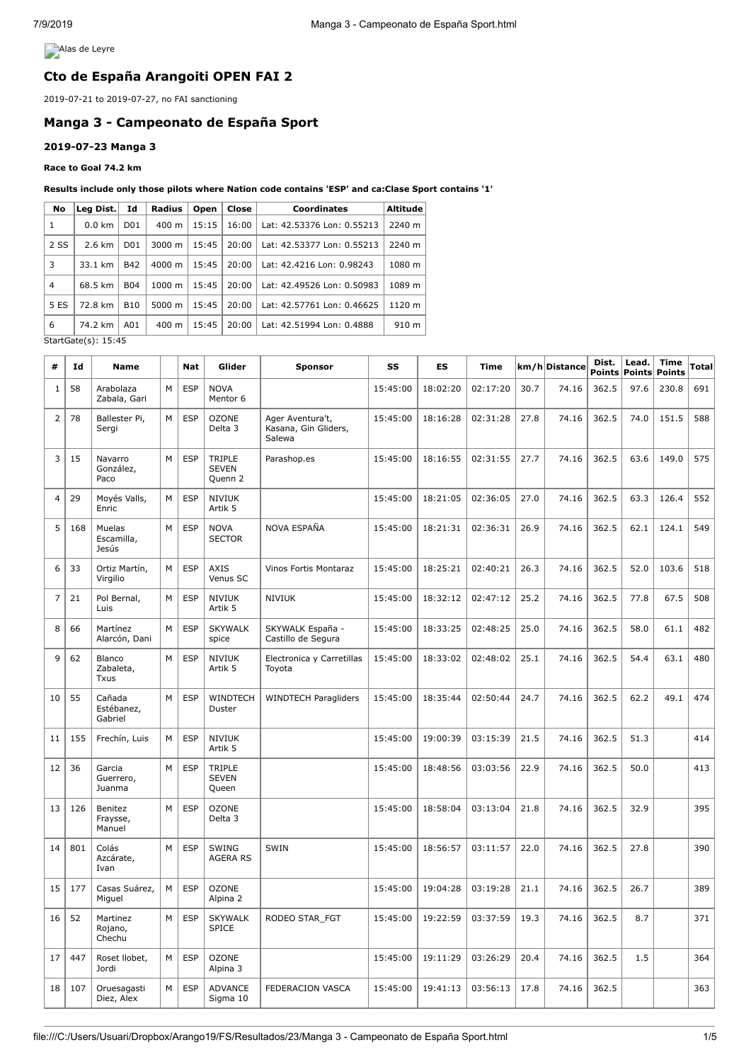Alas de Leyre

## Cto de España Arangoiti OPEN FAI 2

2019-07-21 to 2019-07-27, no FAI sanctioning

## Manga 3 - Campeonato de España Sport

### 2019-07-23 Manga 3

**Race to Goal 74.2 km**

**Results include only those pilots where Nation code contains 'ESP' and ca:Clase Sport contains '1'**

| No | Leg Dist. | Id | Radius | Open | Close | Coordinates | Altitude |
|---|---|---|---|---|---|---|---|
| 1 | 0.0 km | D01 | 400 m | 15:15 | 16:00 | Lat: 42.53376 Lon: 0.55213 | 2240 m |
| 2 SS | 2.6 km | D01 | 3000 m | 15:45 | 20:00 | Lat: 42.53377 Lon: 0.55213 | 2240 m |
| 3 | 33.1 km | B42 | 4000 m | 15:45 | 20:00 | Lat: 42.4216 Lon: 0.98243 | 1080 m |
| 4 | 68.5 km | B04 | 1000 m | 15:45 | 20:00 | Lat: 42.49526 Lon: 0.50983 | 1089 m |
| 5 ES | 72.8 km | B10 | 5000 m | 15:45 | 20:00 | Lat: 42.57761 Lon: 0.46625 | 1120 m |
| 6 | 74.2 km | A01 | 400 m | 15:45 | 20:00 | Lat: 42.51994 Lon: 0.4888 | 910 m |

StartGate(s): 15:45

| # | Id | Name | | Nat | Glider | Sponsor | SS | ES | Time | km/h | Distance | Dist. Points | Lead. Points | Time Points | Total |
|---|---|---|---|---|---|---|---|---|---|---|---|---|---|---|---|
| 1 | 58 | Arabolaza Zabala, Gari | M | ESP | NOVA Mentor 6 | | 15:45:00 | 18:02:20 | 02:17:20 | 30.7 | 74.16 | 362.5 | 97.6 | 230.8 | 691 |
| 2 | 78 | Ballester Pi, Sergi | M | ESP | OZONE Delta 3 | Ager Aventura't, Kasana, Gin Gliders, Salewa | 15:45:00 | 18:16:28 | 02:31:28 | 27.8 | 74.16 | 362.5 | 74.0 | 151.5 | 588 |
| 3 | 15 | Navarro González, Paco | M | ESP | TRIPLE SEVEN Quenn 2 | Parashop.es | 15:45:00 | 18:16:55 | 02:31:55 | 27.7 | 74.16 | 362.5 | 63.6 | 149.0 | 575 |
| 4 | 29 | Moyés Valls, Enric | M | ESP | NIVIUK Artik 5 | | 15:45:00 | 18:21:05 | 02:36:05 | 27.0 | 74.16 | 362.5 | 63.3 | 126.4 | 552 |
| 5 | 168 | Muelas Escamilla, Jesús | M | ESP | NOVA SECTOR | NOVA ESPAÑA | 15:45:00 | 18:21:31 | 02:36:31 | 26.9 | 74.16 | 362.5 | 62.1 | 124.1 | 549 |
| 6 | 33 | Ortiz Martín, Virgilio | M | ESP | AXIS Venus SC | Vinos Fortis Montaraz | 15:45:00 | 18:25:21 | 02:40:21 | 26.3 | 74.16 | 362.5 | 52.0 | 103.6 | 518 |
| 7 | 21 | Pol Bernal, Luis | M | ESP | NIVIUK Artik 5 | NIVIUK | 15:45:00 | 18:32:12 | 02:47:12 | 25.2 | 74.16 | 362.5 | 77.8 | 67.5 | 508 |
| 8 | 66 | Martínez Alarcón, Dani | M | ESP | SKYWALK spice | SKYWALK España - Castillo de Segura | 15:45:00 | 18:33:25 | 02:48:25 | 25.0 | 74.16 | 362.5 | 58.0 | 61.1 | 482 |
| 9 | 62 | Blanco Zabaleta, Txus | M | ESP | NIVIUK Artik 5 | Electronica y Carretillas Toyota | 15:45:00 | 18:33:02 | 02:48:02 | 25.1 | 74.16 | 362.5 | 54.4 | 63.1 | 480 |
| 10 | 55 | Cañada Estébanez, Gabriel | M | ESP | WINDTECH Duster | WINDTECH Paragliders | 15:45:00 | 18:35:44 | 02:50:44 | 24.7 | 74.16 | 362.5 | 62.2 | 49.1 | 474 |
| 11 | 155 | Frechín, Luis | M | ESP | NIVIUK Artik 5 | | 15:45:00 | 19:00:39 | 03:15:39 | 21.5 | 74.16 | 362.5 | 51.3 | | 414 |
| 12 | 36 | Garcia Guerrero, Juanma | M | ESP | TRIPLE SEVEN Queen | | 15:45:00 | 18:48:56 | 03:03:56 | 22.9 | 74.16 | 362.5 | 50.0 | | 413 |
| 13 | 126 | Benitez Fraysse, Manuel | M | ESP | OZONE Delta 3 | | 15:45:00 | 18:58:04 | 03:13:04 | 21.8 | 74.16 | 362.5 | 32.9 | | 395 |
| 14 | 801 | Colás Azcárate, Ivan | M | ESP | SWING AGERA RS | SWIN | 15:45:00 | 18:56:57 | 03:11:57 | 22.0 | 74.16 | 362.5 | 27.8 | | 390 |
| 15 | 177 | Casas Suárez, Miguel | M | ESP | OZONE Alpina 2 | | 15:45:00 | 19:04:28 | 03:19:28 | 21.1 | 74.16 | 362.5 | 26.7 | | 389 |
| 16 | 52 | Martinez Rojano, Chechu | M | ESP | SKYWALK SPICE | RODEO STAR_FGT | 15:45:00 | 19:22:59 | 03:37:59 | 19.3 | 74.16 | 362.5 | 8.7 | | 371 |
| 17 | 447 | Roset llobet, Jordi | M | ESP | OZONE Alpina 3 | | 15:45:00 | 19:11:29 | 03:26:29 | 20.4 | 74.16 | 362.5 | 1.5 | | 364 |
| 18 | 107 | Oruesagasti Diez, Alex | M | ESP | ADVANCE Sigma 10 | FEDERACION VASCA | 15:45:00 | 19:41:13 | 03:56:13 | 17.8 | 74.16 | 362.5 | | | 363 |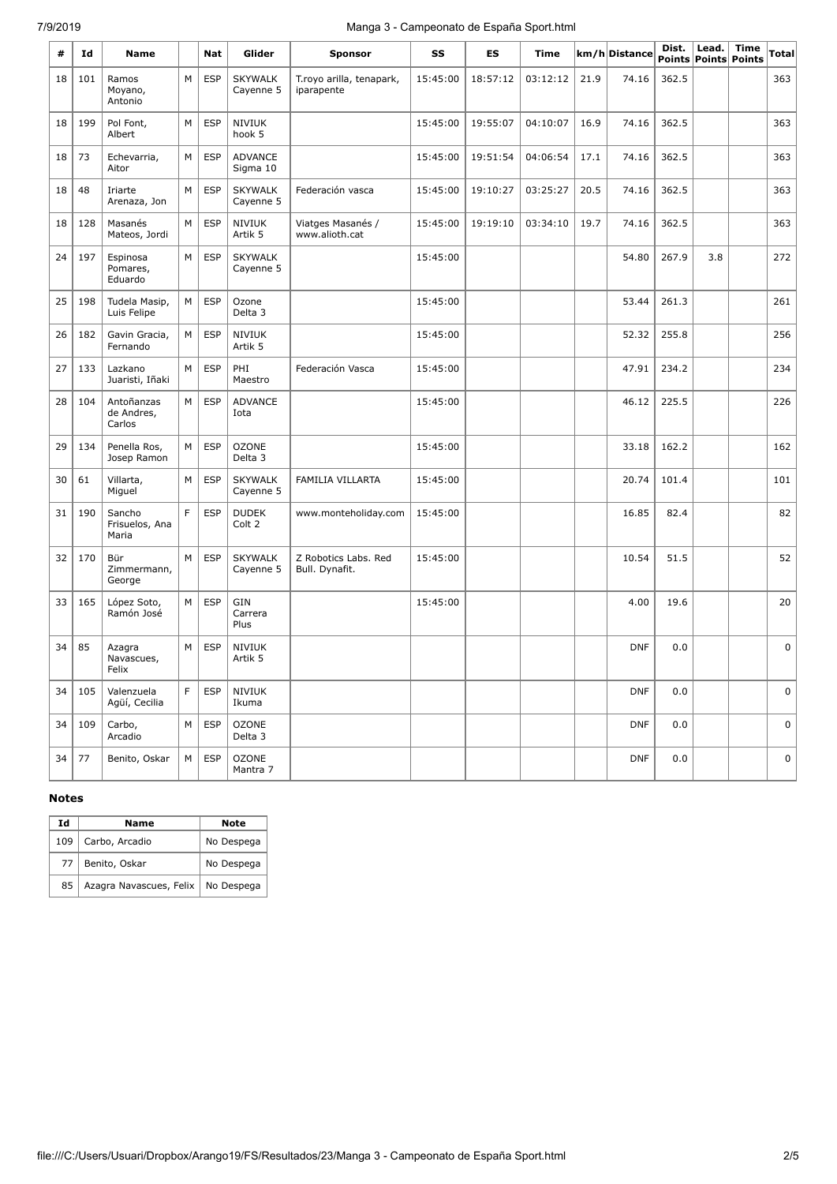| # | Id | Name | | Nat | Glider | Sponsor | SS | ES | Time | km/h | Distance | Dist. Points | Lead. Points | Time Points | Total |
|---|---|---|---|---|---|---|---|---|---|---|---|---|---|---|---|
| 18 | 101 | Ramos Moyano, Antonio | M | ESP | SKYWALK Cayenne 5 | T.royo arilla, tenapark, iparapente | 15:45:00 | 18:57:12 | 03:12:12 | 21.9 | 74.16 | 362.5 | | | 363 |
| 18 | 199 | Pol Font, Albert | M | ESP | NIVIUK hook 5 | | 15:45:00 | 19:55:07 | 04:10:07 | 16.9 | 74.16 | 362.5 | | | 363 |
| 18 | 73 | Echevarria, Aitor | M | ESP | ADVANCE Sigma 10 | | 15:45:00 | 19:51:54 | 04:06:54 | 17.1 | 74.16 | 362.5 | | | 363 |
| 18 | 48 | Iriarte Arenaza, Jon | M | ESP | SKYWALK Cayenne 5 | Federación vasca | 15:45:00 | 19:10:27 | 03:25:27 | 20.5 | 74.16 | 362.5 | | | 363 |
| 18 | 128 | Masanés Mateos, Jordi | M | ESP | NIVIUK Artik 5 | Viatges Masanés / www.alioth.cat | 15:45:00 | 19:19:10 | 03:34:10 | 19.7 | 74.16 | 362.5 | | | 363 |
| 24 | 197 | Espinosa Pomares, Eduardo | M | ESP | SKYWALK Cayenne 5 | | 15:45:00 | | | | 54.80 | 267.9 | 3.8 | | 272 |
| 25 | 198 | Tudela Masip, Luis Felipe | M | ESP | Ozone Delta 3 | | 15:45:00 | | | | 53.44 | 261.3 | | | 261 |
| 26 | 182 | Gavin Gracia, Fernando | M | ESP | NIVIUK Artik 5 | | 15:45:00 | | | | 52.32 | 255.8 | | | 256 |
| 27 | 133 | Lazkano Juaristi, Iñaki | M | ESP | PHI Maestro | Federación Vasca | 15:45:00 | | | | 47.91 | 234.2 | | | 234 |
| 28 | 104 | Antoñanzas de Andres, Carlos | M | ESP | ADVANCE Iota | | 15:45:00 | | | | 46.12 | 225.5 | | | 226 |
| 29 | 134 | Penella Ros, Josep Ramon | M | ESP | OZONE Delta 3 | | 15:45:00 | | | | 33.18 | 162.2 | | | 162 |
| 30 | 61 | Villarta, Miguel | M | ESP | SKYWALK Cayenne 5 | FAMILIA VILLARTA | 15:45:00 | | | | 20.74 | 101.4 | | | 101 |
| 31 | 190 | Sancho Frisuelos, Ana Maria | F | ESP | DUDEK Colt 2 | www.monteholiday.com | 15:45:00 | | | | 16.85 | 82.4 | | | 82 |
| 32 | 170 | Bür Zimmermann, George | M | ESP | SKYWALK Cayenne 5 | Z Robotics Labs. Red Bull. Dynafit. | 15:45:00 | | | | 10.54 | 51.5 | | | 52 |
| 33 | 165 | López Soto, Ramón José | M | ESP | GIN Carrera Plus | | 15:45:00 | | | | 4.00 | 19.6 | | | 20 |
| 34 | 85 | Azagra Navascues, Felix | M | ESP | NIVIUK Artik 5 | | | | | | DNF | 0.0 | | | 0 |
| 34 | 105 | Valenzuela Agüí, Cecilia | F | ESP | NIVIUK Ikuma | | | | | | DNF | 0.0 | | | 0 |
| 34 | 109 | Carbo, Arcadio | M | ESP | OZONE Delta 3 | | | | | | DNF | 0.0 | | | 0 |
| 34 | 77 | Benito, Oskar | M | ESP | OZONE Mantra 7 | | | | | | DNF | 0.0 | | | 0 |

### Notes

| Id | Name | Note |
|---|---|---|
| 109 | Carbo, Arcadio | No Despega |
| 77 | Benito, Oskar | No Despega |
| 85 | Azagra Navascues, Felix | No Despega |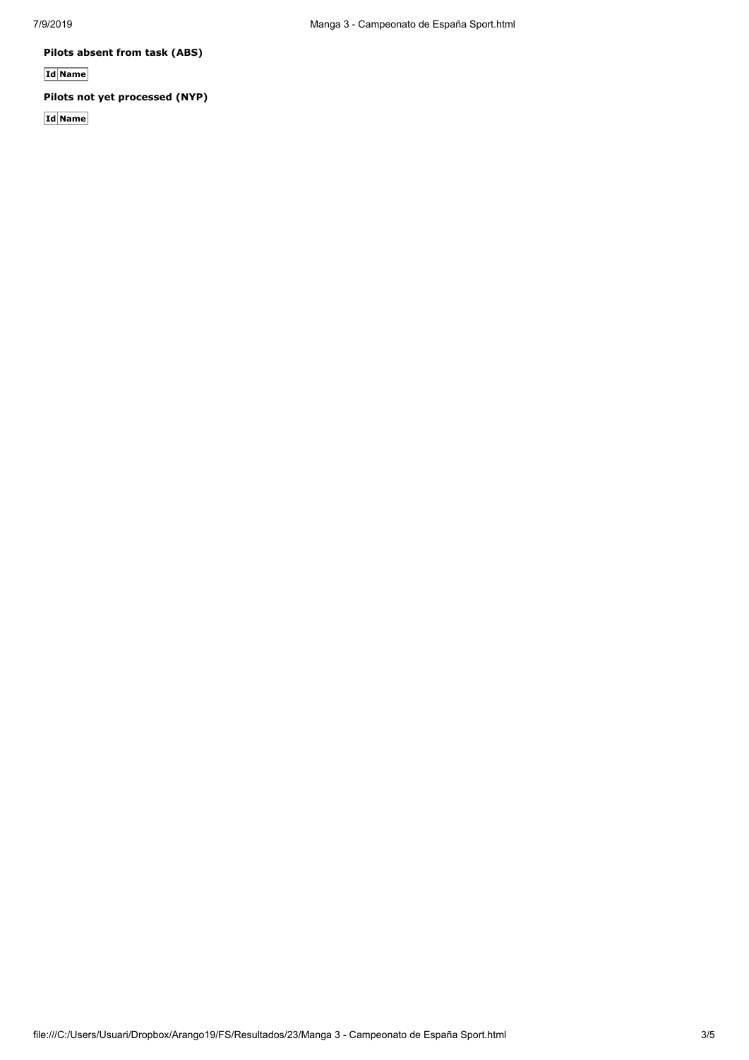**Pilots absent from task (ABS)**

| Id | Name |
|---|---|

**Pilots not yet processed (NYP)**

| Id | Name |
|---|---|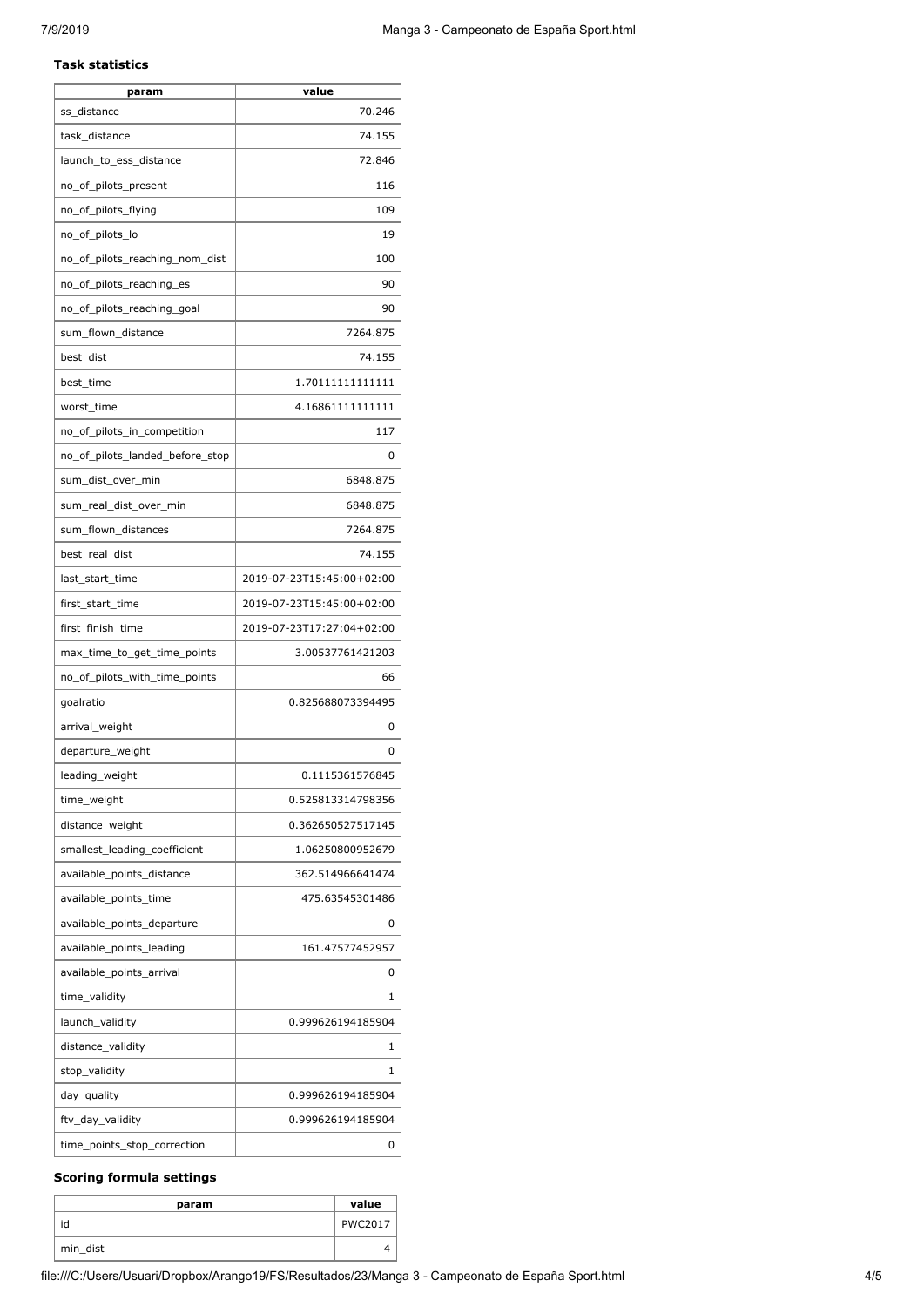**Task statistics**

| param | value |
|---|---|
| ss_distance | 70.246 |
| task_distance | 74.155 |
| launch_to_ess_distance | 72.846 |
| no_of_pilots_present | 116 |
| no_of_pilots_flying | 109 |
| no_of_pilots_lo | 19 |
| no_of_pilots_reaching_nom_dist | 100 |
| no_of_pilots_reaching_es | 90 |
| no_of_pilots_reaching_goal | 90 |
| sum_flown_distance | 7264.875 |
| best_dist | 74.155 |
| best_time | 1.70111111111111 |
| worst_time | 4.16861111111111 |
| no_of_pilots_in_competition | 117 |
| no_of_pilots_landed_before_stop | 0 |
| sum_dist_over_min | 6848.875 |
| sum_real_dist_over_min | 6848.875 |
| sum_flown_distances | 7264.875 |
| best_real_dist | 74.155 |
| last_start_time | 2019-07-23T15:45:00+02:00 |
| first_start_time | 2019-07-23T15:45:00+02:00 |
| first_finish_time | 2019-07-23T17:27:04+02:00 |
| max_time_to_get_time_points | 3.00537761421203 |
| no_of_pilots_with_time_points | 66 |
| goalratio | 0.825688073394495 |
| arrival_weight | 0 |
| departure_weight | 0 |
| leading_weight | 0.1115361576845 |
| time_weight | 0.525813314798356 |
| distance_weight | 0.362650527517145 |
| smallest_leading_coefficient | 1.06250800952679 |
| available_points_distance | 362.514966641474 |
| available_points_time | 475.63545301486 |
| available_points_departure | 0 |
| available_points_leading | 161.47577452957 |
| available_points_arrival | 0 |
| time_validity | 1 |
| launch_validity | 0.999626194185904 |
| distance_validity | 1 |
| stop_validity | 1 |
| day_quality | 0.999626194185904 |
| ftv_day_validity | 0.999626194185904 |
| time_points_stop_correction | 0 |

**Scoring formula settings**

| param | value |
|---|---|
| id | PWC2017 |
| min_dist | 4 |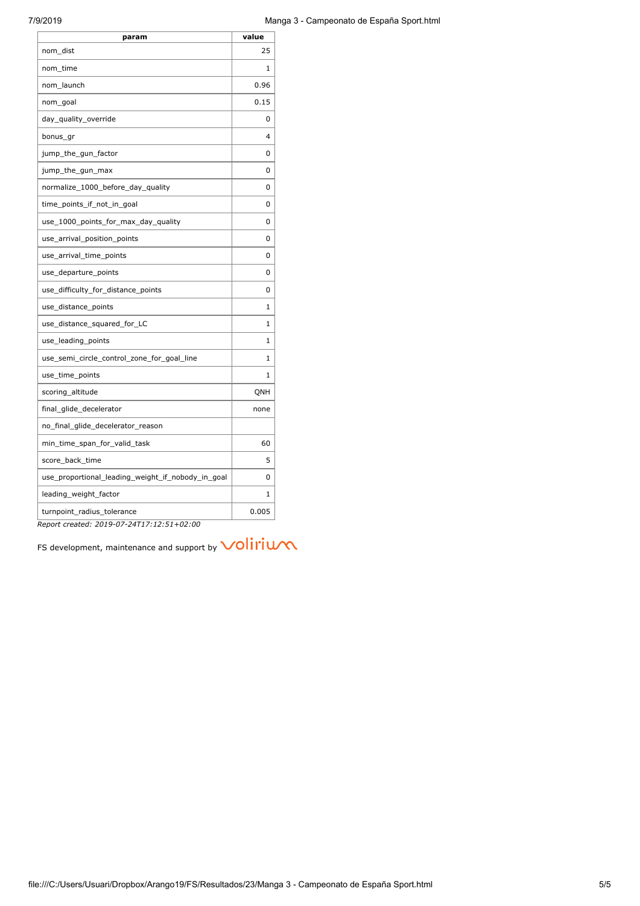| param | value |
|---|---|
| nom_dist | 25 |
| nom_time | 1 |
| nom_launch | 0.96 |
| nom_goal | 0.15 |
| day_quality_override | 0 |
| bonus_gr | 4 |
| jump_the_gun_factor | 0 |
| jump_the_gun_max | 0 |
| normalize_1000_before_day_quality | 0 |
| time_points_if_not_in_goal | 0 |
| use_1000_points_for_max_day_quality | 0 |
| use_arrival_position_points | 0 |
| use_arrival_time_points | 0 |
| use_departure_points | 0 |
| use_difficulty_for_distance_points | 0 |
| use_distance_points | 1 |
| use_distance_squared_for_LC | 1 |
| use_leading_points | 1 |
| use_semi_circle_control_zone_for_goal_line | 1 |
| use_time_points | 1 |
| scoring_altitude | QNH |
| final_glide_decelerator | none |
| no_final_glide_decelerator_reason | |
| min_time_span_for_valid_task | 60 |
| score_back_time | 5 |
| use_proportional_leading_weight_if_nobody_in_goal | 0 |
| leading_weight_factor | 1 |
| turnpoint_radius_tolerance | 0.005 |

*Report created: 2019-07-24T17:12:51+02:00*

FS development, maintenance and support by volirium